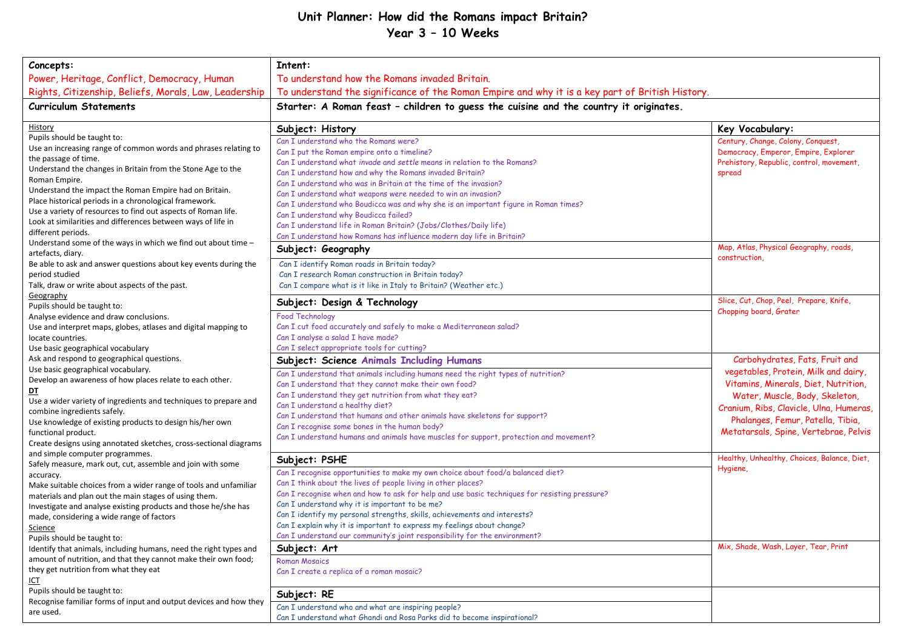# Unit Planner: How did the Romans impact Britain?
## Year 3 – 10 Weeks

| Concepts: | Intent: | |
|---|---|---|
| Power, Heritage, Conflict, Democracy, Human Rights, Citizenship, Beliefs, Morals, Law, Leadership | To understand how the Romans invaded Britain.<br>To understand the significance of the Roman Empire and why it is a key part of British History. | |
| **Curriculum Statements** | **Starter: A Roman feast – children to guess the cuisine and the country it originates.** | |
| History<br>Pupils should be taught to:<br>Use an increasing range of common words and phrases relating to the passage of time.<br>Understand the changes in Britain from the Stone Age to the Roman Empire.<br>Understand the impact the Roman Empire had on Britain.<br>Place historical periods in a chronological framework.<br>Use a variety of resources to find out aspects of Roman life.<br>Look at similarities and differences between ways of life in different periods.<br>Understand some of the ways in which we find out about time – artefacts, diary.<br>Be able to ask and answer questions about key events during the period studied<br>Talk, draw or write about aspects of the past.<br>Geography<br>Pupils should be taught to:<br>Analyse evidence and draw conclusions.<br>Use and interpret maps, globes, atlases and digital mapping to locate countries.<br>Use basic geographical vocabulary<br>Ask and respond to geographical questions.<br>Use basic geographical vocabulary.<br>Develop an awareness of how places relate to each other.<br>**DT**<br>Use a wider variety of ingredients and techniques to prepare and combine ingredients safely.<br>Use knowledge of existing products to design his/her own functional product.<br>Create designs using annotated sketches, cross-sectional diagrams and simple computer programmes.<br>Safely measure, mark out, cut, assemble and join with some accuracy.<br>Make suitable choices from a wider range of tools and unfamiliar materials and plan out the main stages of using them.<br>Investigate and analyse existing products and those he/she has made, considering a wide range of factors<br>Science<br>Pupils should be taught to:<br>Identify that animals, including humans, need the right types and amount of nutrition, and that they cannot make their own food; they get nutrition from what they eat<br>ICT<br>Pupils should be taught to:<br>Recognise familiar forms of input and output devices and how they are used. | **Subject: History**<br>*Can I understand who the Romans were?*<br>*Can I put the Roman empire onto a timeline?*<br>*Can I understand what invade and settle means in relation to the Romans?*<br>*Can I understand how and why the Romans invaded Britain?*<br>*Can I understand who was in Britain at the time of the invasion?*<br>*Can I understand what weapons were needed to win an invasion?*<br>*Can I understand who Boudicca was and why she is an important figure in Roman times?*<br>*Can I understand why Boudicca failed?*<br>*Can I understand life in Roman Britain? (Jobs/Clothes/Daily life)*<br>*Can I understand how Romans has influence modern day life in Britain?* | **Key Vocabulary:**<br>Century, Change, Colony, Conquest, Democracy, Emperor, Empire, Explorer Prehistory, Republic, control, movement, spread |
| | **Subject: Geography**<br>Can I identify Roman roads in Britain today?<br>Can I research Roman construction in Britain today?<br>Can I compare what is it like in Italy to Britain? (Weather etc.) | Map, Atlas, Physical Geography, roads, construction, |
| | **Subject: Design & Technology**<br>Food Technology<br>*Can I cut food accurately and safely to make a Mediterranean salad?*<br>*Can I analyse a salad I have made?*<br>*Can I select appropriate tools for cutting?* | Slice, Cut, Chop, Peel, Prepare, Knife, Chopping board, Grater |
| | **Subject: Science Animals Including Humans**<br>Can I understand that animals including humans need the right types of nutrition?<br>Can I understand that they cannot make their own food?<br>Can I understand they get nutrition from what they eat?<br>Can I understand a healthy diet?<br>Can I understand that humans and other animals have skeletons for support?<br>Can I recognise some bones in the human body?<br>Can I understand humans and animals have muscles for support, protection and movement? | Carbohydrates, Fats, Fruit and vegetables, Protein, Milk and dairy, Vitamins, Minerals, Diet, Nutrition, Water, Muscle, Body, Skeleton, Cranium, Ribs, Clavicle, Ulna, Humeras, Phalanges, Femur, Patella, Tibia, Metatarsals, Spine, Vertebrae, Pelvis |
| | **Subject: PSHE**<br>Can I recognise opportunities to make my own choice about food/a balanced diet?<br>Can I think about the lives of people living in other places?<br>Can I recognise when and how to ask for help and use basic techniques for resisting pressure?<br>Can I understand why it is important to be me?<br>Can I identify my personal strengths, skills, achievements and interests?<br>Can I explain why it is important to express my feelings about change?<br>Can I understand our community's joint responsibility for the environment? | Healthy, Unhealthy, Choices, Balance, Diet, Hygiene, |
| | **Subject: Art**<br>Roman Mosaics<br>*Can I create a replica of a roman mosaic?* | Mix, Shade, Wash, Layer, Tear, Print |
| | **Subject: RE**<br>Can I understand who and what are inspiring people?<br>Can I understand what Ghandi and Rosa Parks did to become inspirational? | |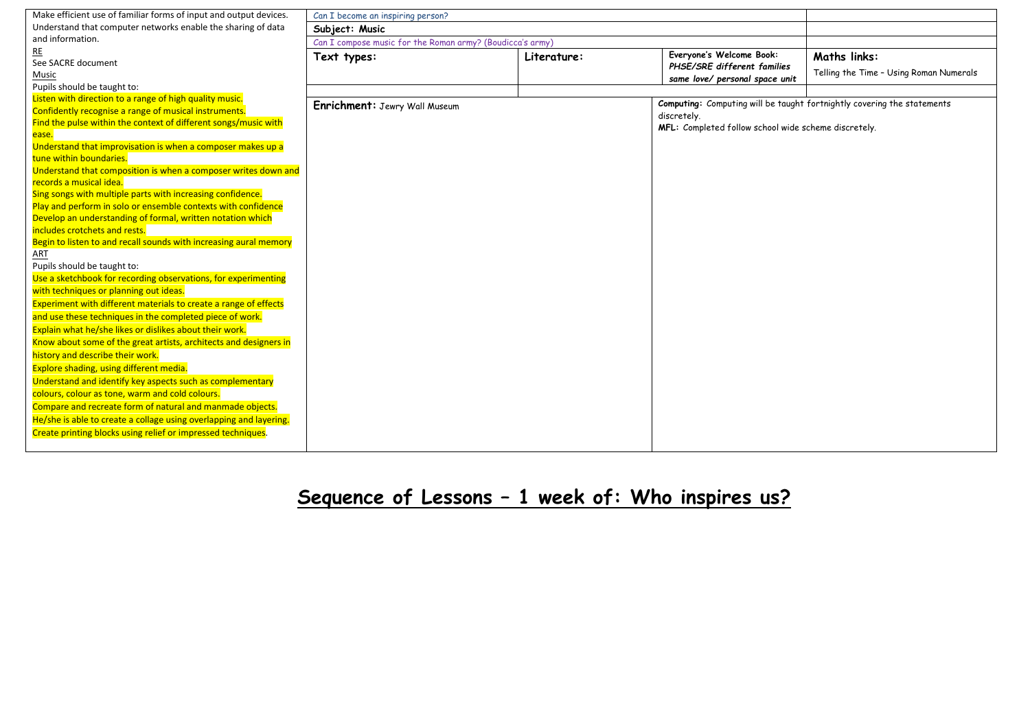| Make efficient use of familiar forms of input and output devices.<br>Understand that computer networks enable the sharing of data and information.<br>RE<br>See SACRE document<br>Music<br>Pupils should be taught to:<br>Listen with direction to a range of high quality music.<br>Confidently recognise a range of musical instruments.<br>Find the pulse within the context of different songs/music with ease.<br>Understand that improvisation is when a composer makes up a tune within boundaries.<br>Understand that composition is when a composer writes down and records a musical idea.<br>Sing songs with multiple parts with increasing confidence.<br>Play and perform in solo or ensemble contexts with confidence<br>Develop an understanding of formal, written notation which includes crotchets and rests.<br>Begin to listen to and recall sounds with increasing aural memory<br>ART<br>Pupils should be taught to:<br>Use a sketchbook for recording observations, for experimenting with techniques or planning out ideas.<br>Experiment with different materials to create a range of effects and use these techniques in the completed piece of work.<br>Explain what he/she likes or dislikes about their work.<br>Know about some of the great artists, architects and designers in history and describe their work.<br>Explore shading, using different media.<br>Understand and identify key aspects such as complementary colours, colour as tone, warm and cold colours.<br>Compare and recreate form of natural and manmade objects.<br>He/she is able to create a collage using overlapping and layering.<br>Create printing blocks using relief or impressed techniques. | Can I become an inspiring person? | | | |
|---|---|---|---|---|
| | **Subject: Music** | | | |
| | Can I compose music for the Roman army? (Boudicca's army) | | | |
| | **Text types:** | **Literature:** | **Everyone's Welcome Book:**<br>***PHSE/SRE different families same love/ personal space unit*** | **Maths links:**<br>Telling the Time – Using Roman Numerals |
| | | | | |
| | **Enrichment:** Jewry Wall Museum | | **Computing:** Computing will be taught fortnightly covering the statements discretely.<br>**MFL:** Completed follow school wide scheme discretely. | |

# Sequence of Lessons – 1 week of: Who inspires us?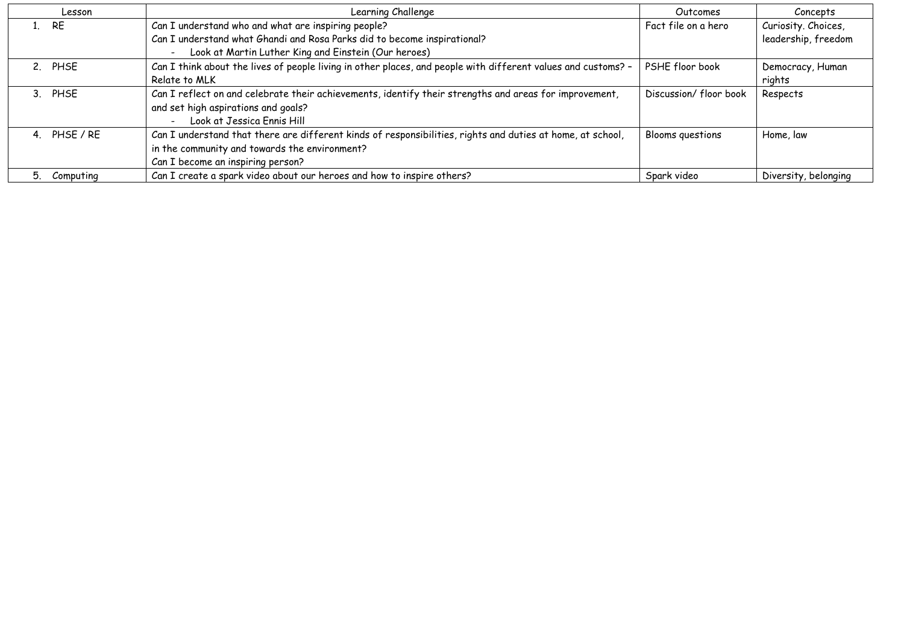| Lesson | Learning Challenge | Outcomes | Concepts |
|---|---|---|---|
| 1. RE | Can I understand who and what are inspiring people?<br>Can I understand what Ghandi and Rosa Parks did to become inspirational?<br>- Look at Martin Luther King and Einstein (Our heroes) | Fact file on a hero | Curiosity. Choices, leadership, freedom |
| 2. PHSE | Can I think about the lives of people living in other places, and people with different values and customs? – Relate to MLK | PSHE floor book | Democracy, Human rights |
| 3. PHSE | Can I reflect on and celebrate their achievements, identify their strengths and areas for improvement, and set high aspirations and goals?<br>- Look at Jessica Ennis Hill | Discussion/ floor book | Respects |
| 4. PHSE / RE | Can I understand that there are different kinds of responsibilities, rights and duties at home, at school, in the community and towards the environment?<br>Can I become an inspiring person? | Blooms questions | Home, law |
| 5. Computing | Can I create a spark video about our heroes and how to inspire others? | Spark video | Diversity, belonging |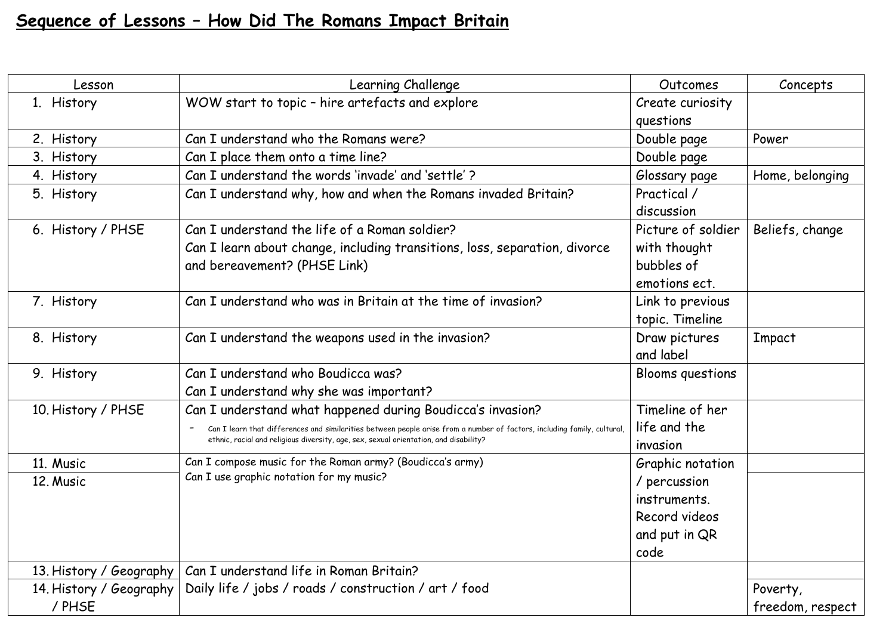# Sequence of Lessons – How Did The Romans Impact Britain

| Lesson | Learning Challenge | Outcomes | Concepts |
|---|---|---|---|
| 1. History | WOW start to topic – hire artefacts and explore | Create curiosity questions | |
| 2. History | Can I understand who the Romans were? | Double page | Power |
| 3. History | Can I place them onto a time line? | Double page | |
| 4. History | Can I understand the words 'invade' and 'settle' ? | Glossary page | Home, belonging |
| 5. History | Can I understand why, how and when the Romans invaded Britain? | Practical / discussion | |
| 6. History / PHSE | Can I understand the life of a Roman soldier?<br>Can I learn about change, including transitions, loss, separation, divorce and bereavement? (PHSE Link) | Picture of soldier with thought bubbles of emotions ect. | Beliefs, change |
| 7. History | Can I understand who was in Britain at the time of invasion? | Link to previous topic. Timeline | |
| 8. History | Can I understand the weapons used in the invasion? | Draw pictures and label | Impact |
| 9. History | Can I understand who Boudicca was?<br>Can I understand why she was important? | Blooms questions | |
| 10. History / PHSE | Can I understand what happened during Boudicca's invasion?<br>- Can I learn that differences and similarities between people arise from a number of factors, including family, cultural, ethnic, racial and religious diversity, age, sex, sexual orientation, and disability? | Timeline of her life and the invasion | |
| 11. Music | Can I compose music for the Roman army? (Boudicca's army)<br>Can I use graphic notation for my music? | Graphic notation / percussion instruments. Record videos and put in QR code | |
| 12. Music | | | |
| 13. History / Geography | Can I understand life in Roman Britain?<br>Daily life / jobs / roads / construction / art / food | | |
| 14. History / Geography / PHSE | | | Poverty, freedom, respect |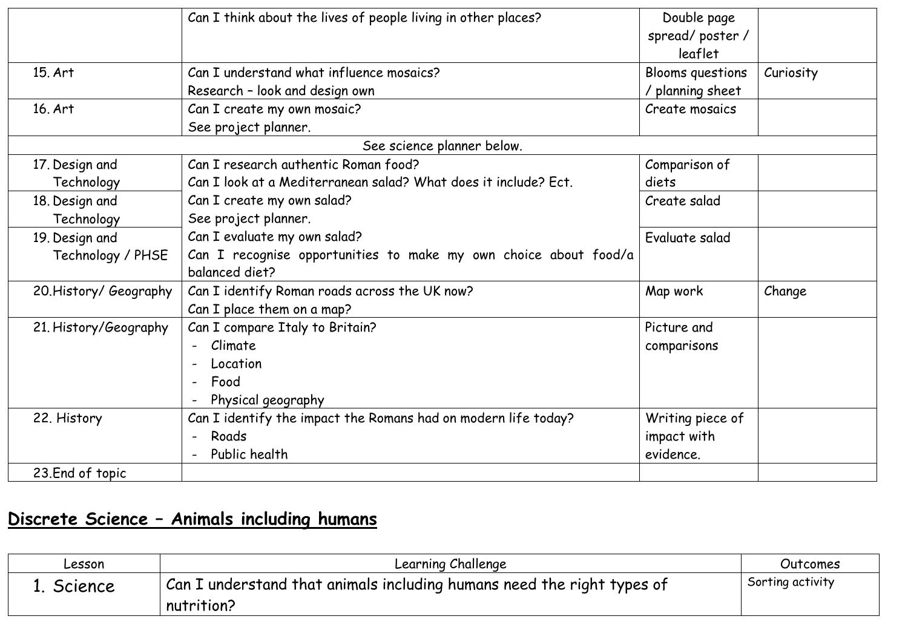| | | | |
|---|---|---|---|
| | Can I think about the lives of people living in other places? | Double page spread/ poster / leaflet | |
| 15. Art | Can I understand what influence mosaics?<br>Research – look and design own | Blooms questions / planning sheet | Curiosity |
| 16. Art | Can I create my own mosaic?<br>See project planner. | Create mosaics | |
| See science planner below. | | | |
| 17. Design and Technology | Can I research authentic Roman food?<br>Can I look at a Mediterranean salad? What does it include? Ect. | Comparison of diets | |
| 18. Design and Technology | Can I create my own salad?<br>See project planner. | Create salad | |
| 19. Design and Technology / PHSE | Can I evaluate my own salad?<br>Can I recognise opportunities to make my own choice about food/a balanced diet? | Evaluate salad | |
| 20. History/ Geography | Can I identify Roman roads across the UK now?<br>Can I place them on a map? | Map work | Change |
| 21. History/Geography | Can I compare Italy to Britain?<br>- Climate<br>- Location<br>- Food<br>- Physical geography | Picture and comparisons | |
| 22. History | Can I identify the impact the Romans had on modern life today?<br>- Roads<br>- Public health | Writing piece of impact with evidence. | |
| 23. End of topic | | | |

## <u>Discrete Science – Animals including humans</u>

| Lesson | Learning Challenge | Outcomes |
|---|---|---|
| 1. Science | Can I understand that animals including humans need the right types of nutrition? | Sorting activity |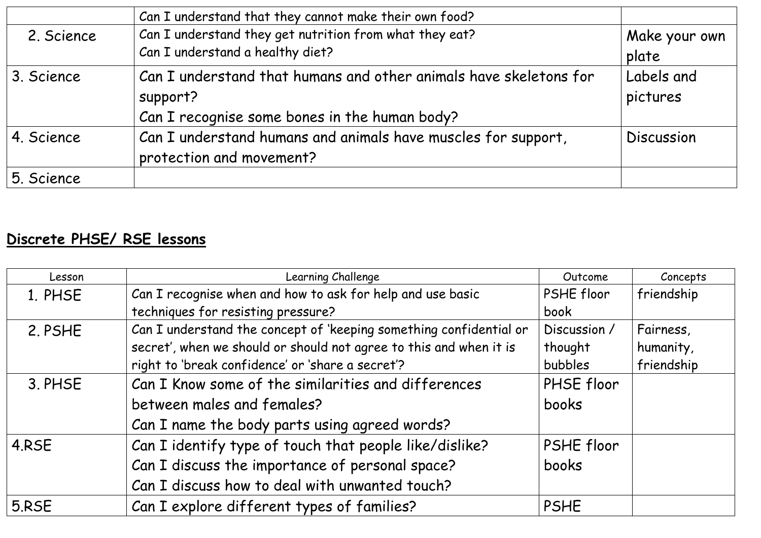| | | |
|---|---|---|
| | Can I understand that they cannot make their own food? | |
| 2. Science | Can I understand they get nutrition from what they eat?<br>Can I understand a healthy diet? | Make your own plate |
| 3. Science | Can I understand that humans and other animals have skeletons for support?<br>Can I recognise some bones in the human body? | Labels and pictures |
| 4. Science | Can I understand humans and animals have muscles for support, protection and movement? | Discussion |
| 5. Science | | |

**Discrete PHSE/ RSE lessons**

| Lesson | Learning Challenge | Outcome | Concepts |
|---|---|---|---|
| 1. PHSE | Can I recognise when and how to ask for help and use basic techniques for resisting pressure? | PSHE floor book | friendship |
| 2. PSHE | Can I understand the concept of 'keeping something confidential or secret', when we should or should not agree to this and when it is right to 'break confidence' or 'share a secret'? | Discussion / thought bubbles | Fairness, humanity, friendship |
| 3. PHSE | Can I Know some of the similarities and differences between males and females?<br>Can I name the body parts using agreed words? | PHSE floor books | |
| 4.RSE | Can I identify type of touch that people like/dislike?<br>Can I discuss the importance of personal space?<br>Can I discuss how to deal with unwanted touch? | PSHE floor books | |
| 5.RSE | Can I explore different types of families? | PSHE | |